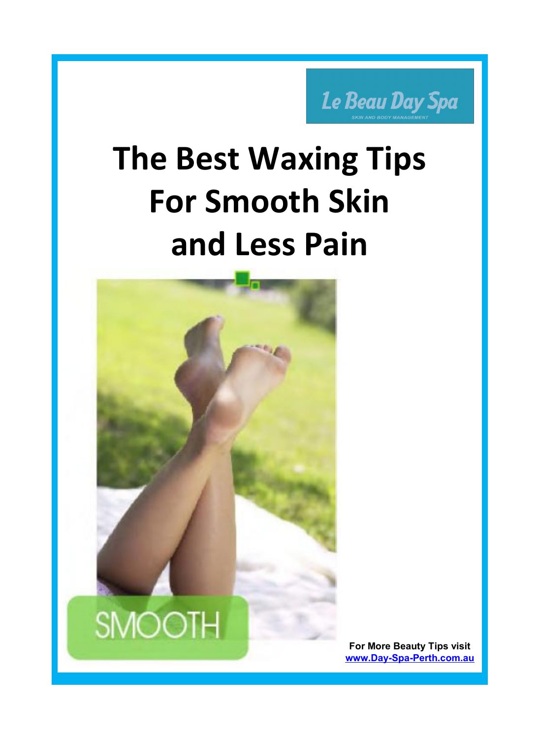Le Beau Day Spa

SKIN AND BODY MANAGEMENT

# The Best Waxing Tips For Smooth Skin and Less Pain

SMOOTH

**For More Beauty Tips visit** [www.Day-Spa-Perth.com.au](http://www.Day-Spa-Perth.com.au)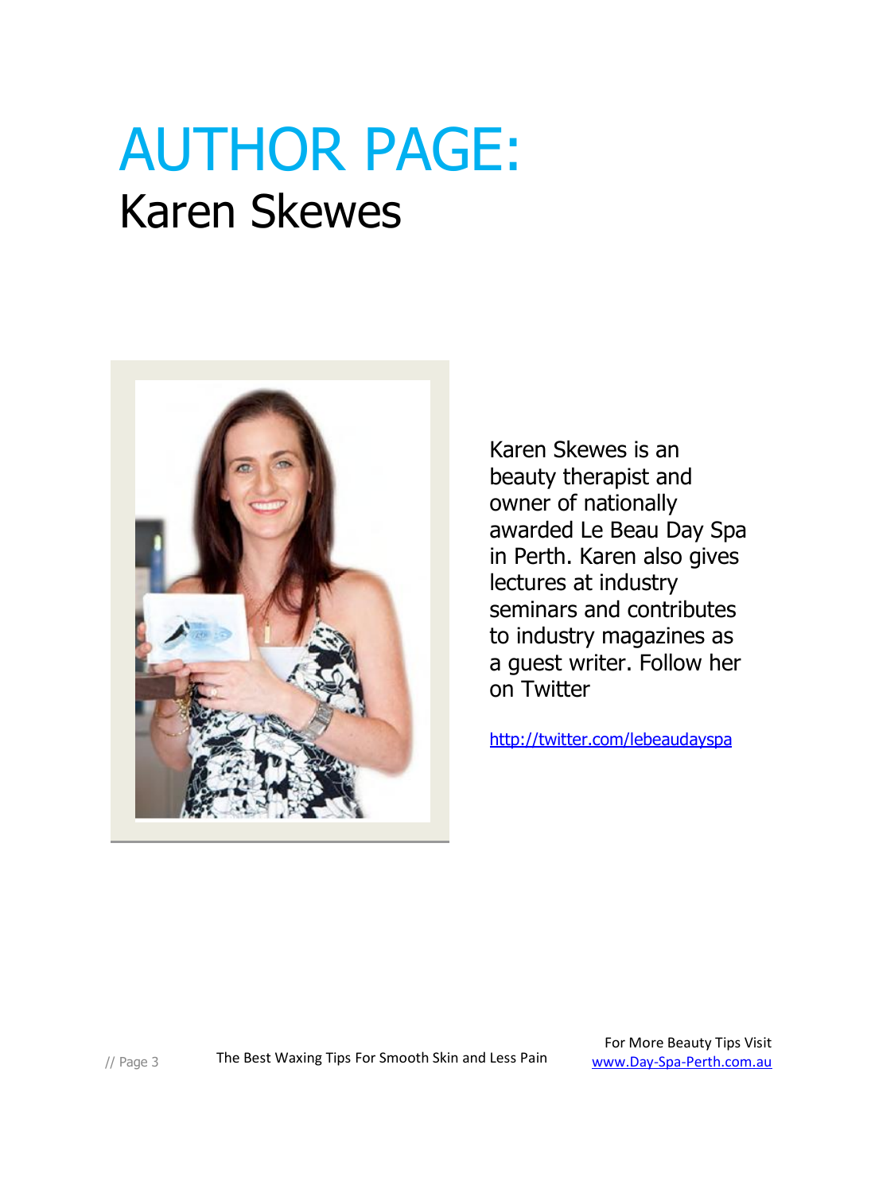# AUTHOR PAGE:

## Karen Skewes

Karen Skewes is an beauty therapist and owner of nationally awarded Le Beau Day Spa in Perth. Karen also gives lectures at industry seminars and contributes to industry magazines as a guest writer. Follow her on Twitter

http://twitter.com/lebeaudayspa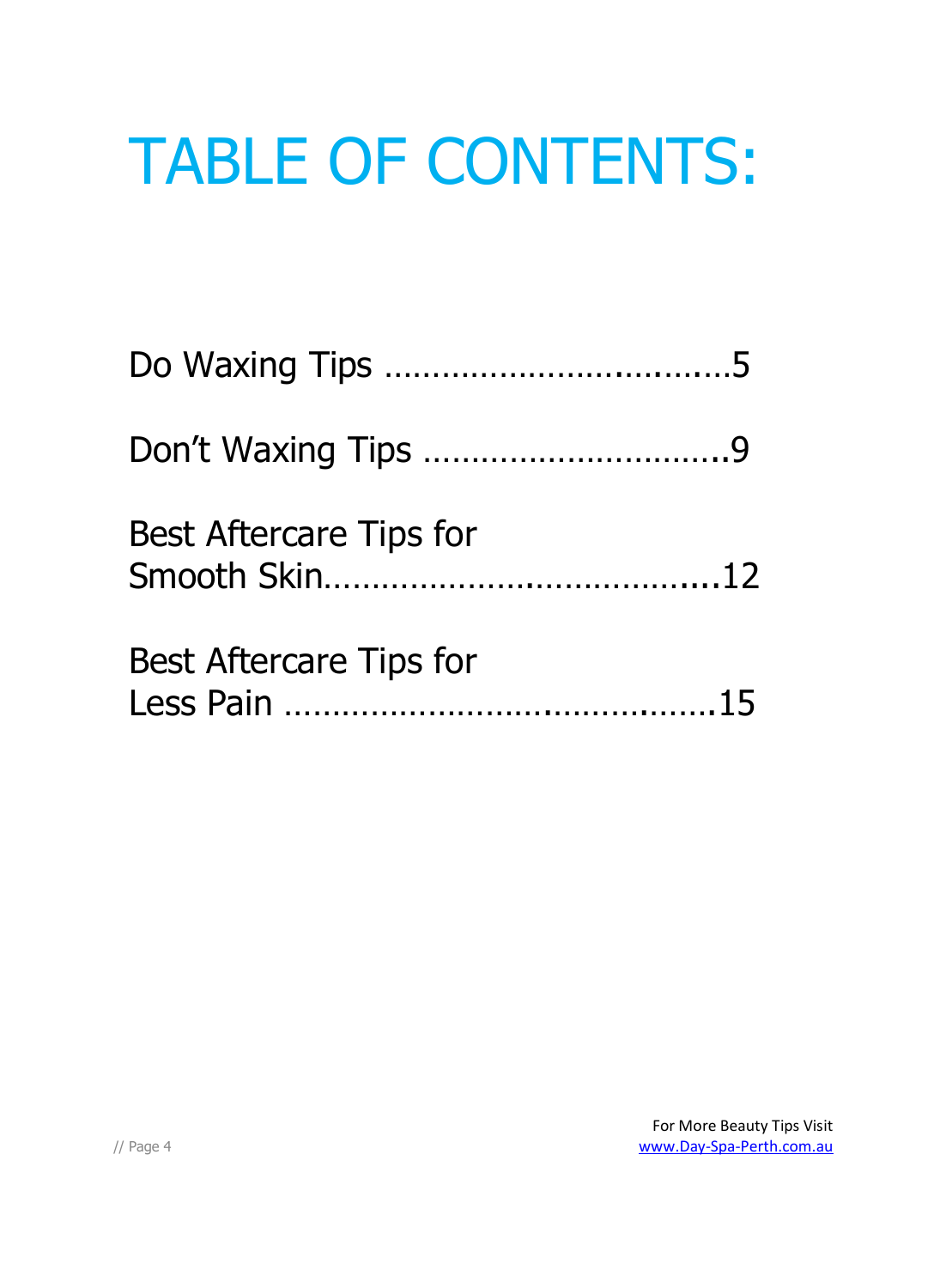# TABLE OF CONTENTS:

Do Waxing Tips ……………………………………5

Don't Waxing Tips …………………………….9

Best Aftercare Tips for Smooth Skin……………………………………..12

Best Aftercare Tips for Less Pain ………………………………………15

For More Beauty Tips Visit [www.Day-Spa-Perth.com.au](http://www.Day-Spa-Perth.com.au)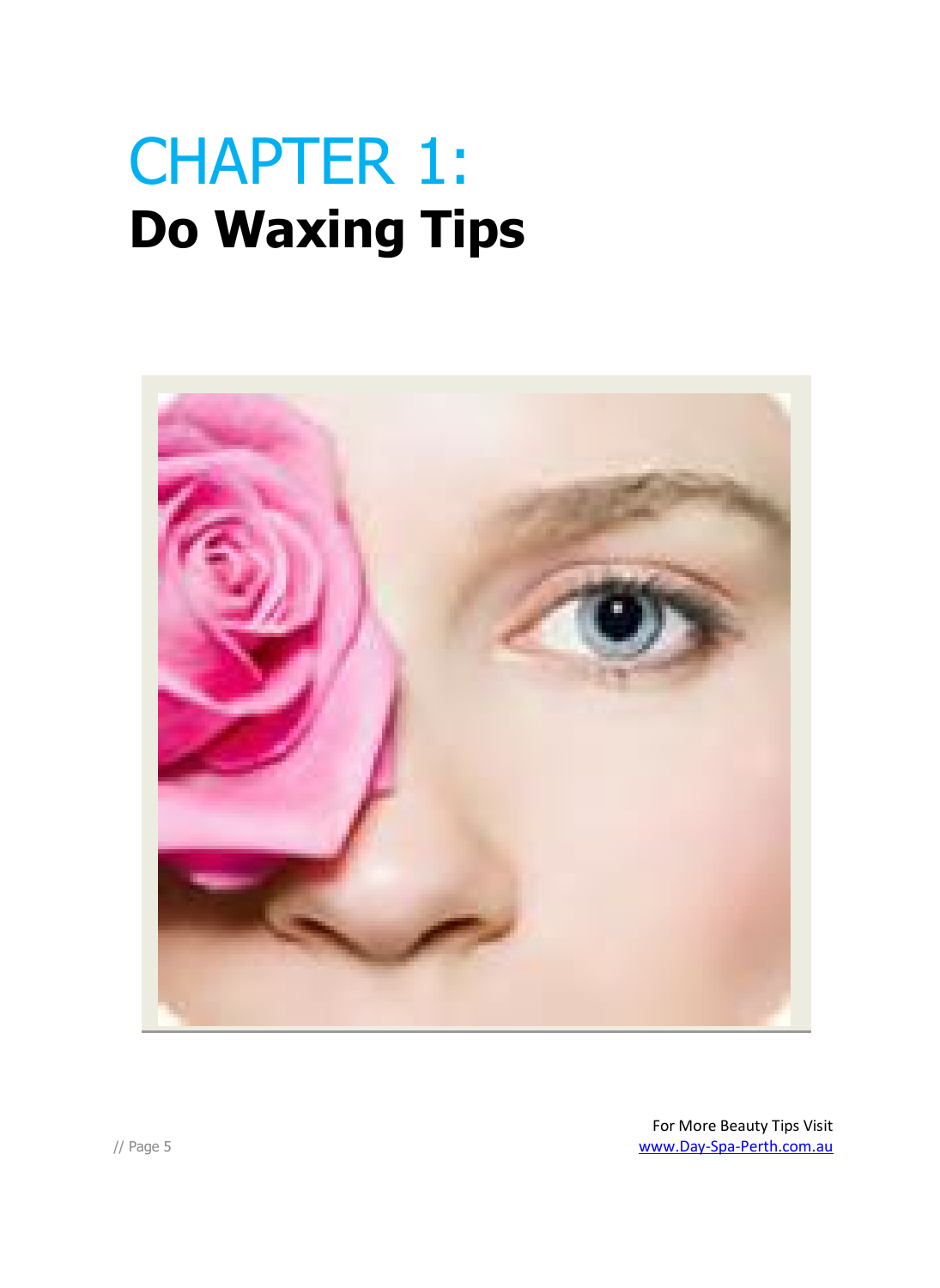# CHAPTER 1:
# Do Waxing Tips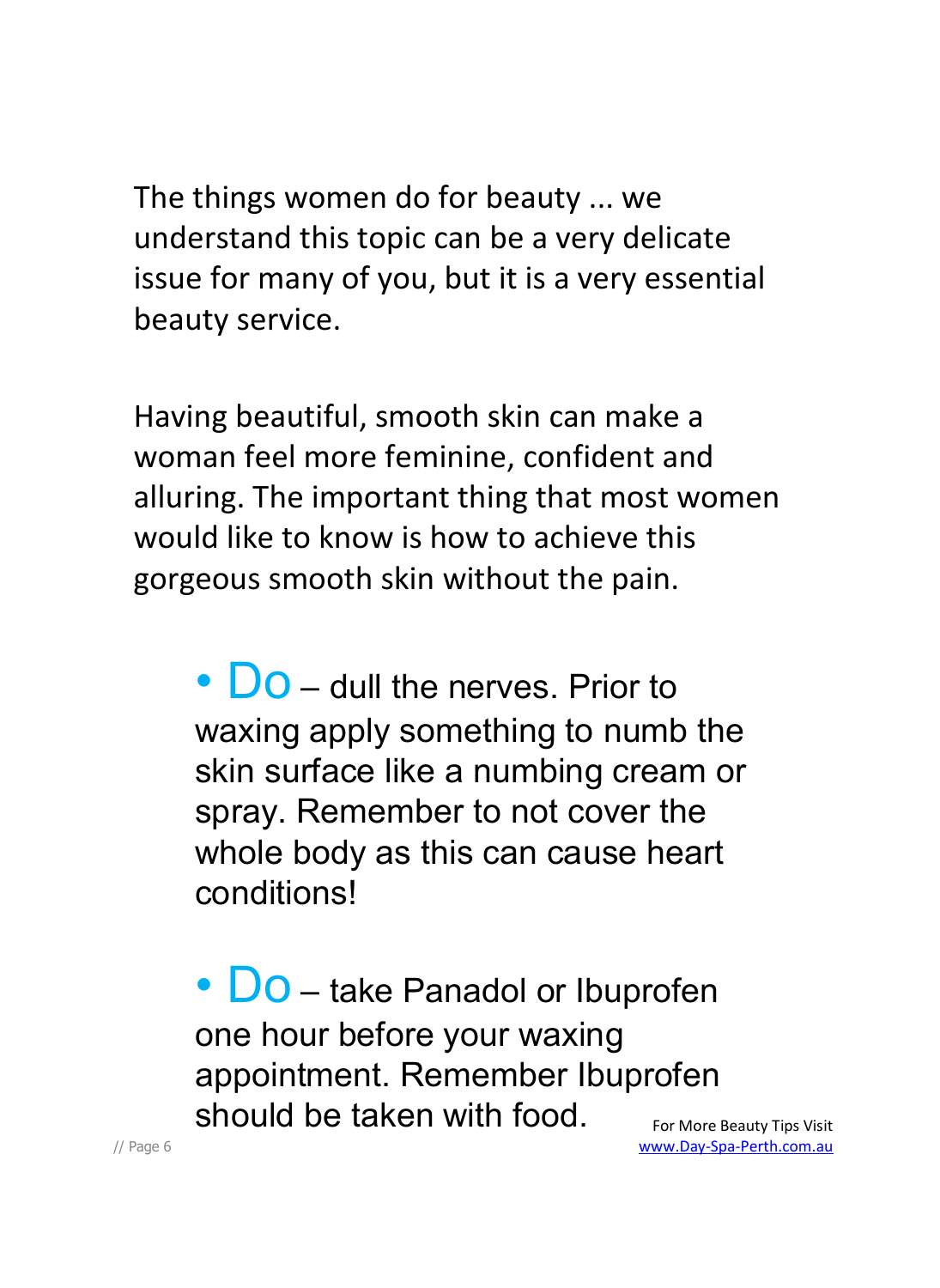The things women do for beauty ... we understand this topic can be a very delicate issue for many of you, but it is a very essential beauty service.

Having beautiful, smooth skin can make a woman feel more feminine, confident and alluring. The important thing that most women would like to know is how to achieve this gorgeous smooth skin without the pain.

- Do – dull the nerves. Prior to waxing apply something to numb the skin surface like a numbing cream or spray. Remember to not cover the whole body as this can cause heart conditions!

- Do – take Panadol or Ibuprofen one hour before your waxing appointment. Remember Ibuprofen should be taken with food.

For More Beauty Tips Visit www.Day-Spa-Perth.com.au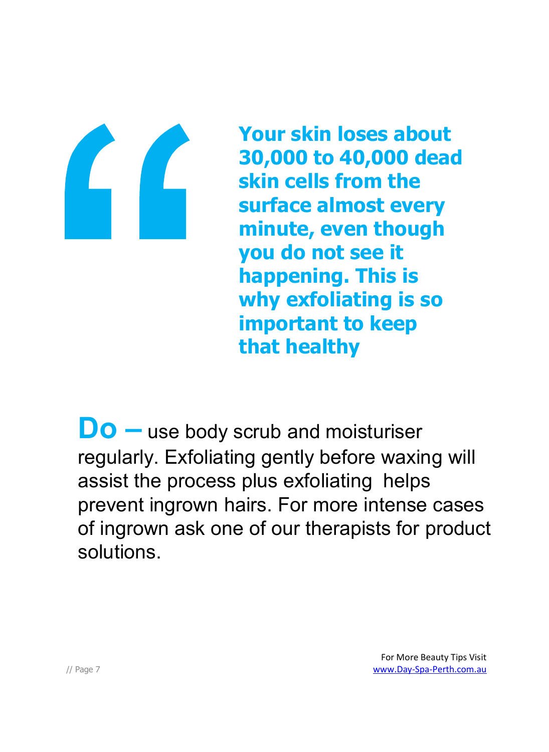> **Your skin loses about 30,000 to 40,000 dead skin cells from the surface almost every minute, even though you do not see it happening. This is why exfoliating is so important to keep that healthy**

**Do –** use body scrub and moisturiser regularly. Exfoliating gently before waxing will assist the process plus exfoliating helps prevent ingrown hairs. For more intense cases of ingrown ask one of our therapists for product solutions.

For More Beauty Tips Visit [www.Day-Spa-Perth.com.au](http://www.Day-Spa-Perth.com.au)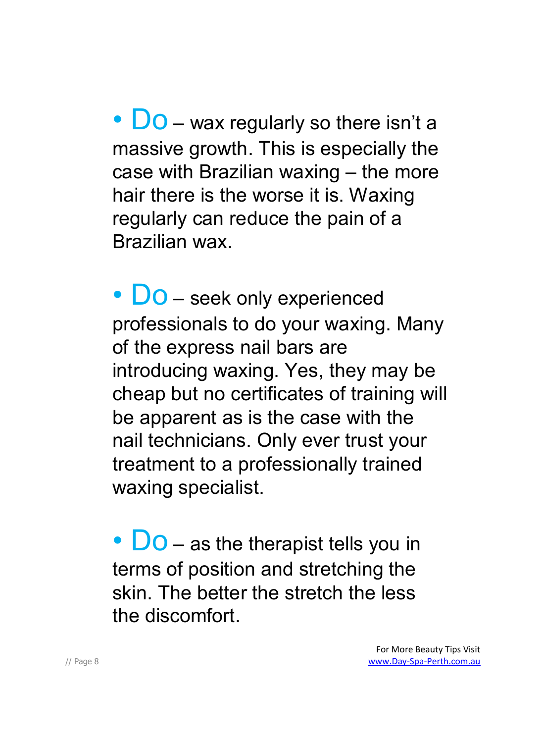- **Do** – wax regularly so there isn't a massive growth. This is especially the case with Brazilian waxing – the more hair there is the worse it is. Waxing regularly can reduce the pain of a Brazilian wax.

- **Do** – seek only experienced professionals to do your waxing. Many of the express nail bars are introducing waxing. Yes, they may be cheap but no certificates of training will be apparent as is the case with the nail technicians. Only ever trust your treatment to a professionally trained waxing specialist.

- **Do** – as the therapist tells you in terms of position and stretching the skin. The better the stretch the less the discomfort.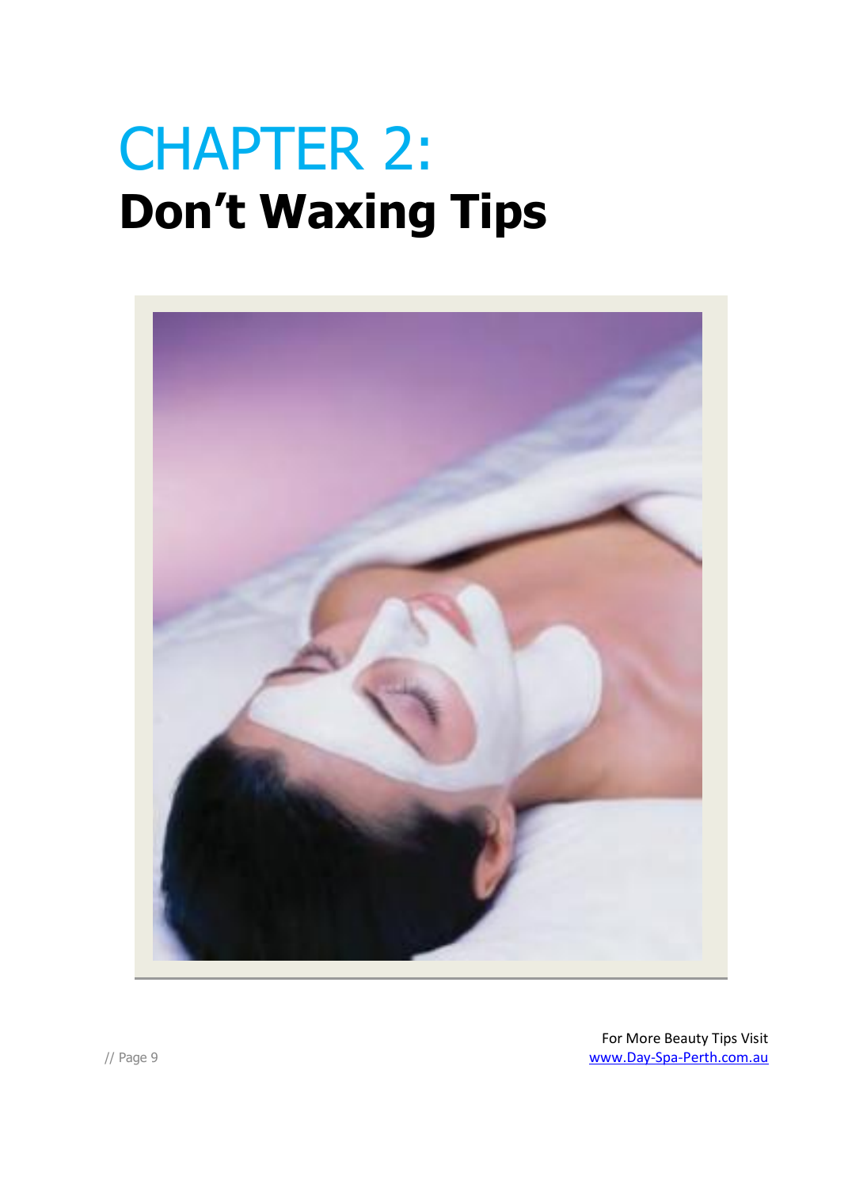# CHAPTER 2:
## Don't Waxing Tips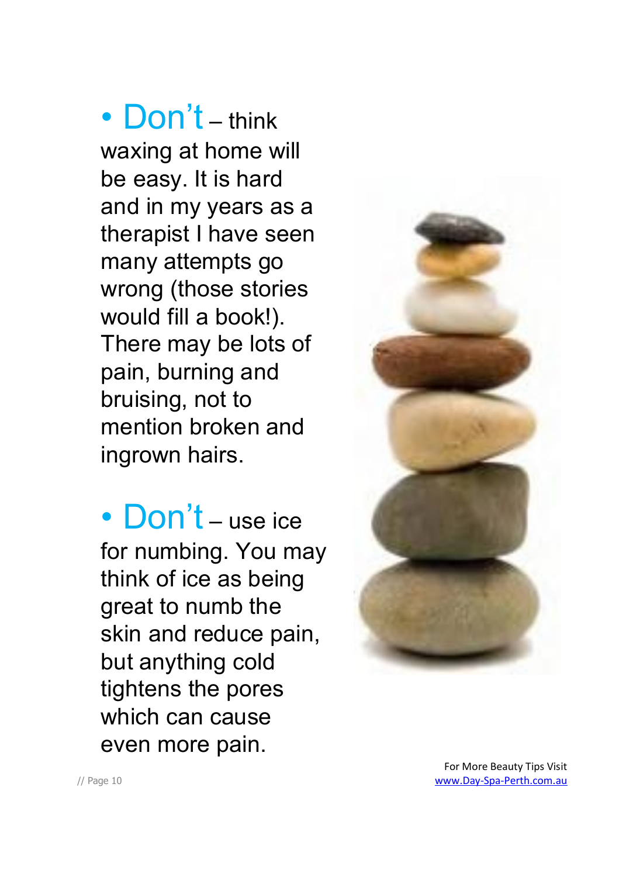- **Don't** – think waxing at home will be easy. It is hard and in my years as a therapist I have seen many attempts go wrong (those stories would fill a book!). There may be lots of pain, burning and bruising, not to mention broken and ingrown hairs.

- **Don't** – use ice for numbing. You may think of ice as being great to numb the skin and reduce pain, but anything cold tightens the pores which can cause even more pain.

For More Beauty Tips Visit [www.Day-Spa-Perth.com.au](http://www.Day-Spa-Perth.com.au)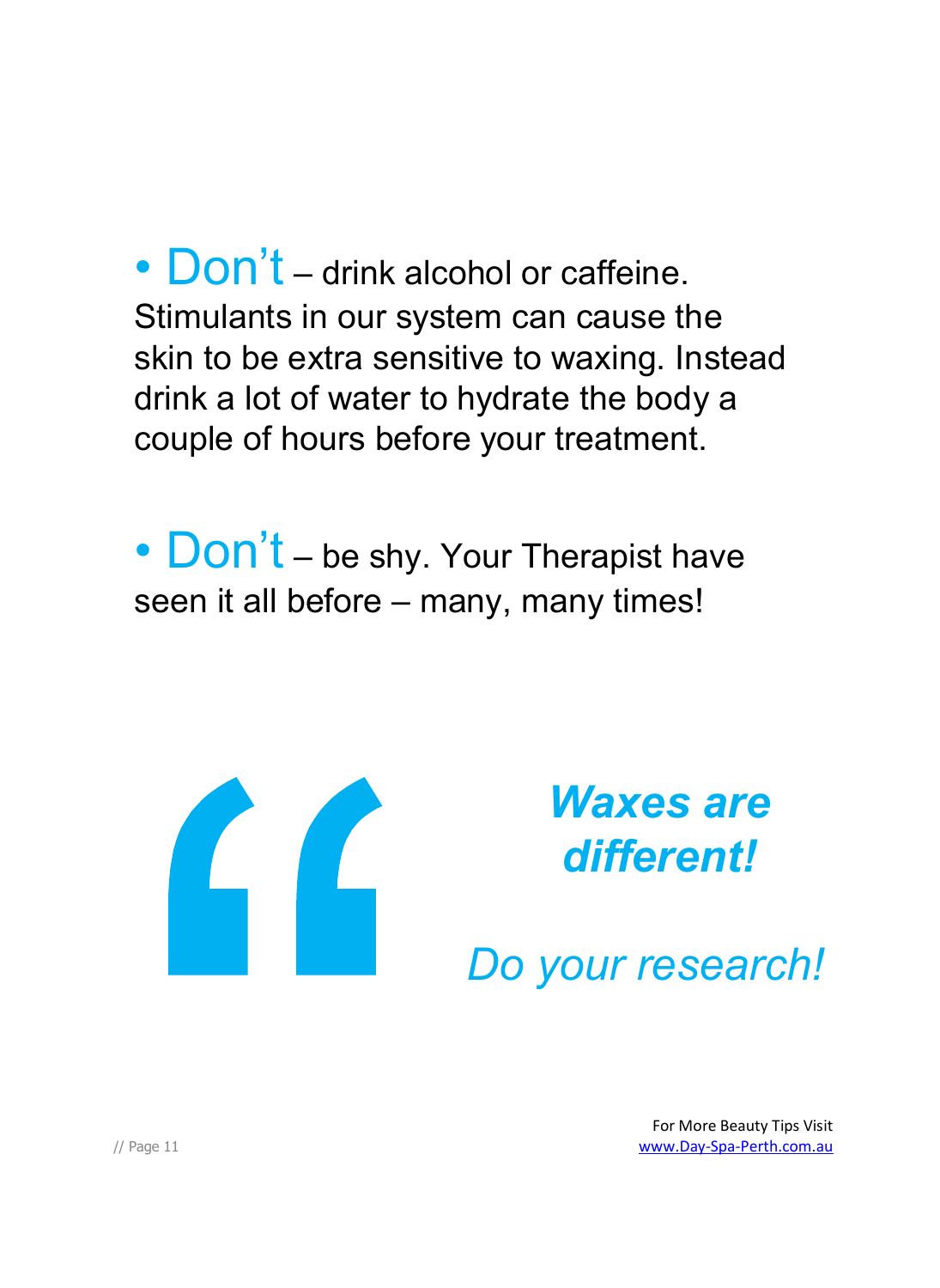- **Don't** – drink alcohol or caffeine. Stimulants in our system can cause the skin to be extra sensitive to waxing. Instead drink a lot of water to hydrate the body a couple of hours before your treatment.

- **Don't** – be shy. Your Therapist have seen it all before – many, many times!

> ***Waxes are different!***
>
> *Do your research!*

For More Beauty Tips Visit [www.Day-Spa-Perth.com.au](http://www.Day-Spa-Perth.com.au)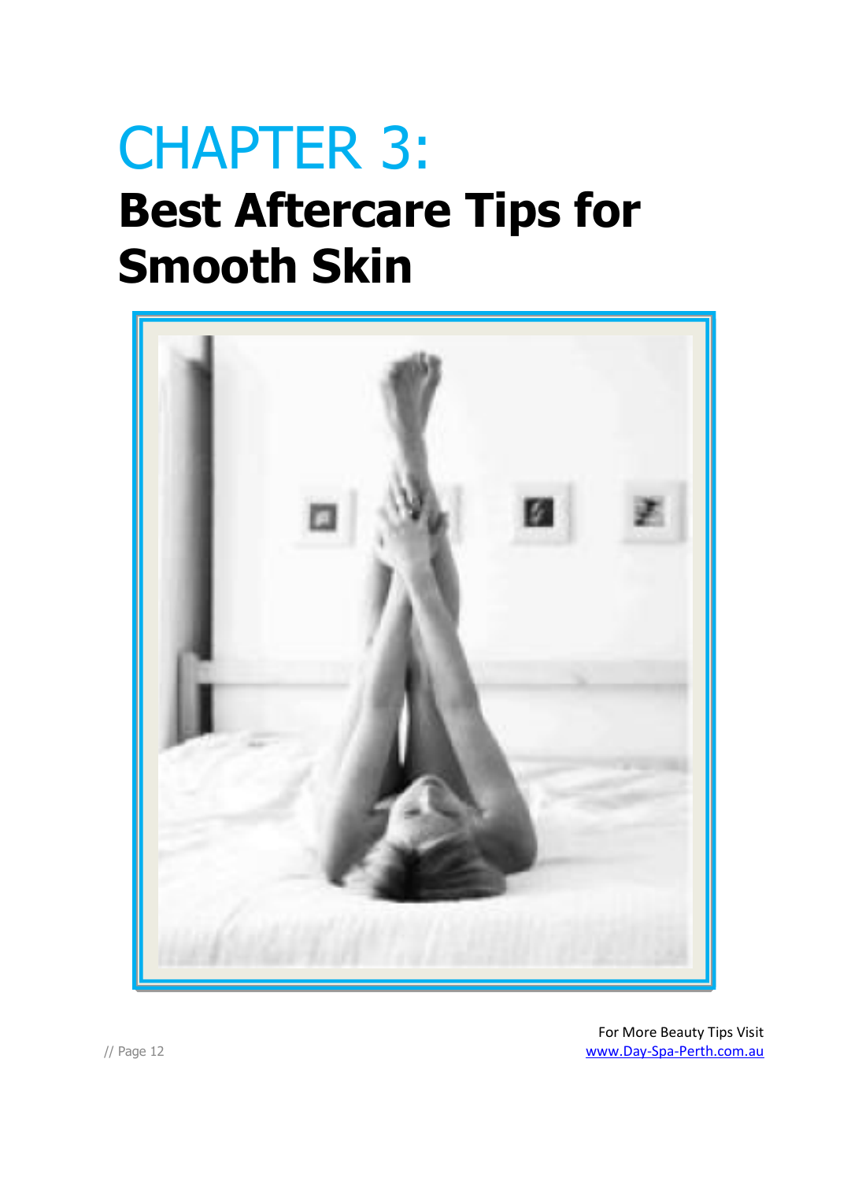# CHAPTER 3:
# Best Aftercare Tips for Smooth Skin

For More Beauty Tips Visit
www.Day-Spa-Perth.com.au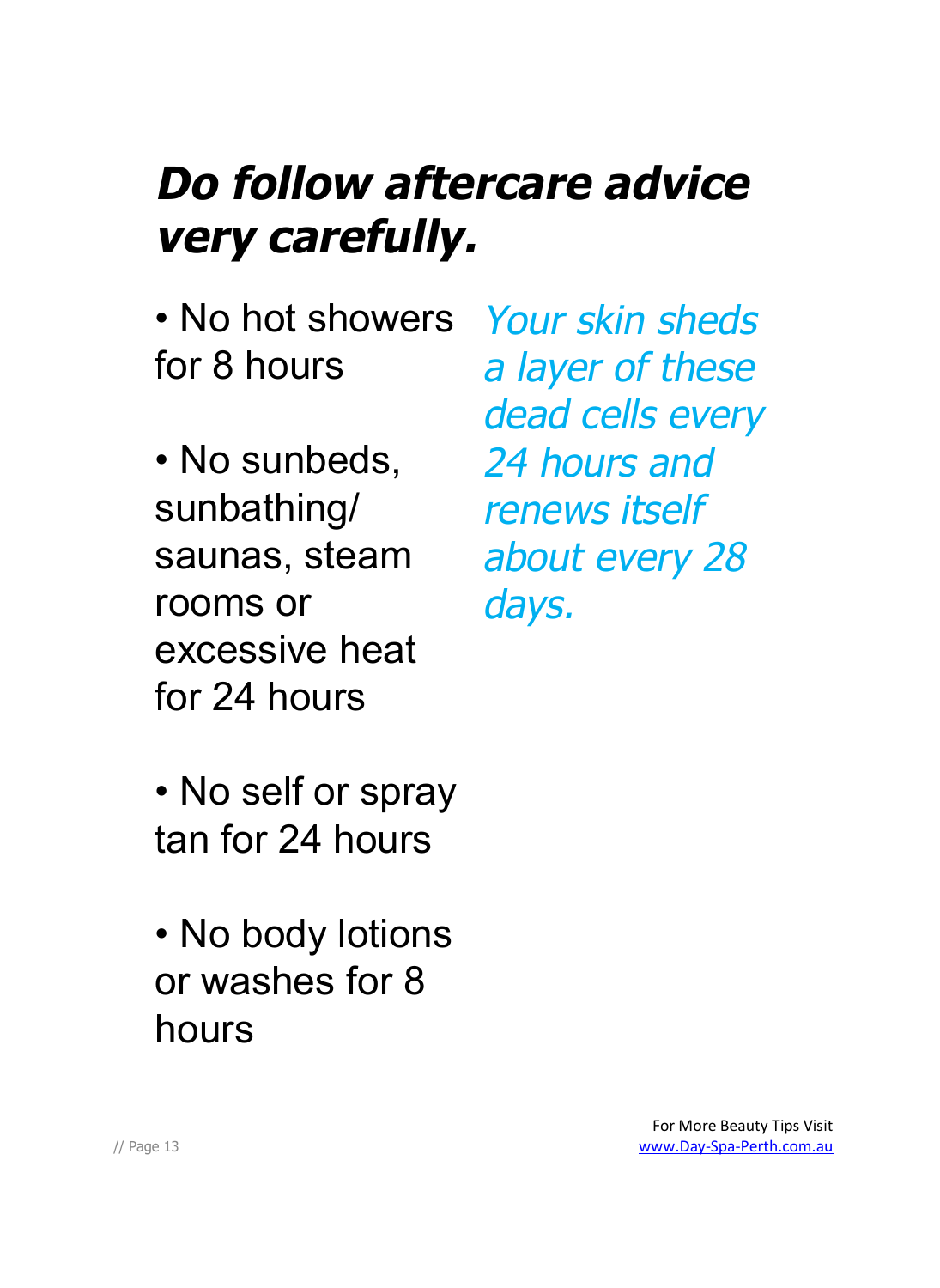# ***Do follow aftercare advice very carefully.***

- No hot showers for 8 hours
- No sunbeds, sunbathing/ saunas, steam rooms or excessive heat for 24 hours
- No self or spray tan for 24 hours
- No body lotions or washes for 8 hours

*Your skin sheds a layer of these dead cells every 24 hours and renews itself about every 28 days.*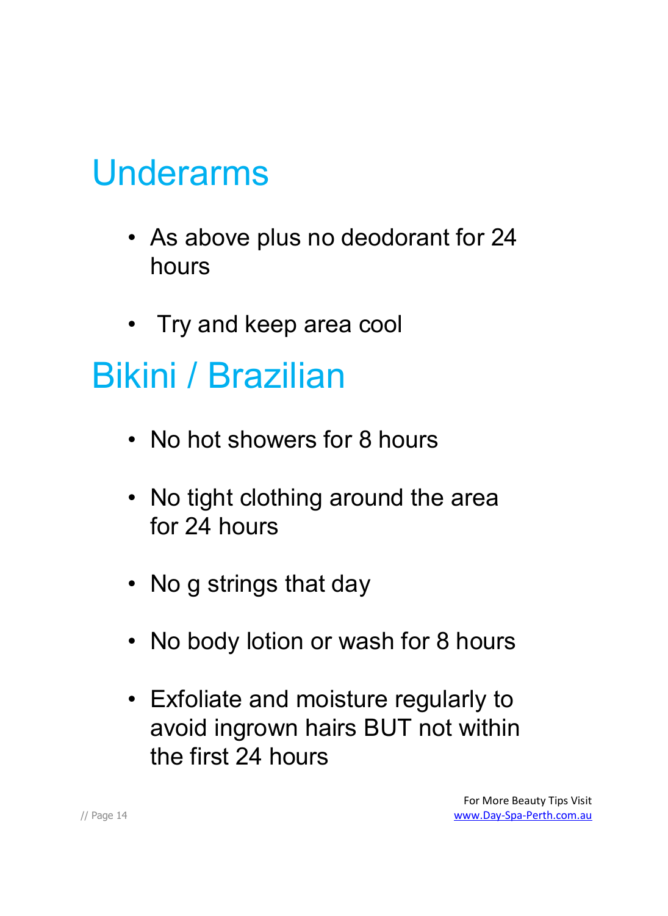## Underarms

- As above plus no deodorant for 24 hours
- Try and keep area cool

## Bikini / Brazilian

- No hot showers for 8 hours
- No tight clothing around the area for 24 hours
- No g strings that day
- No body lotion or wash for 8 hours
- Exfoliate and moisture regularly to avoid ingrown hairs BUT not within the first 24 hours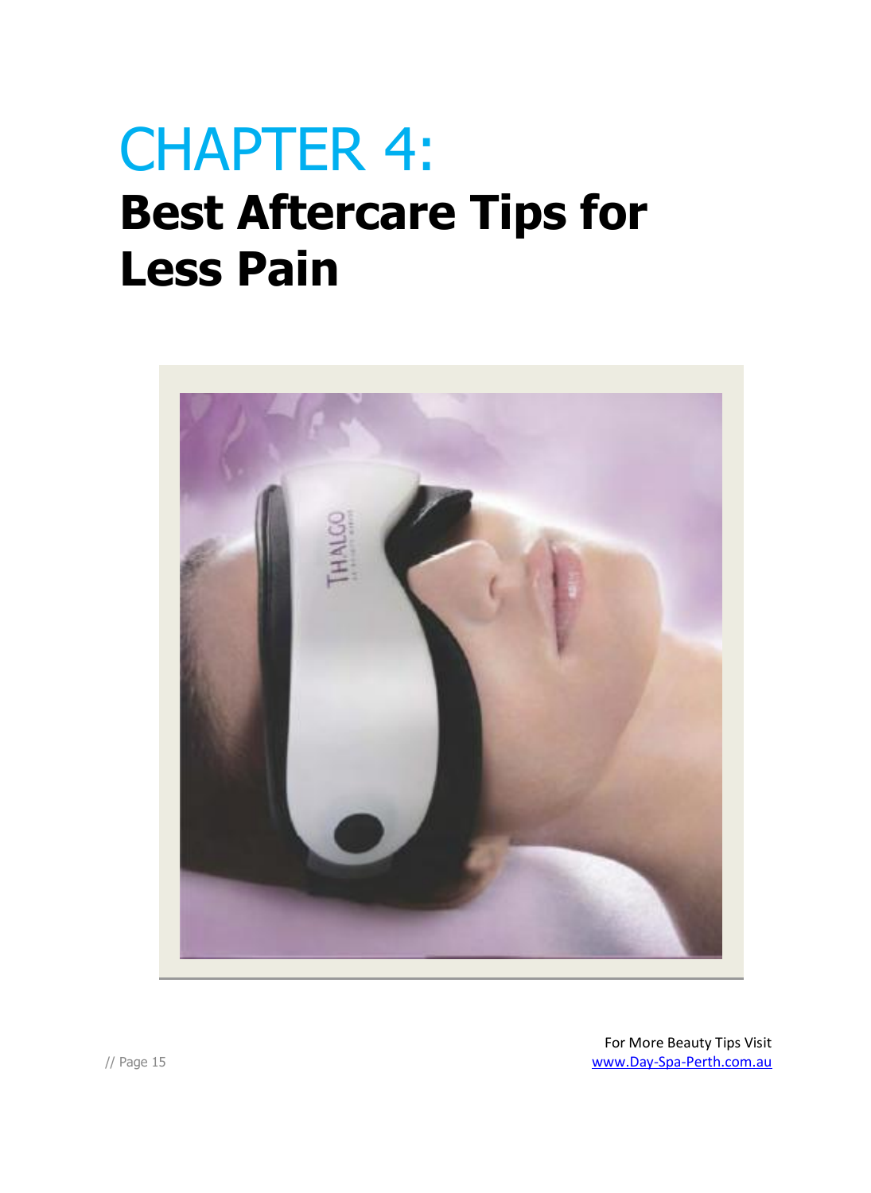# CHAPTER 4:

## Best Aftercare Tips for Less Pain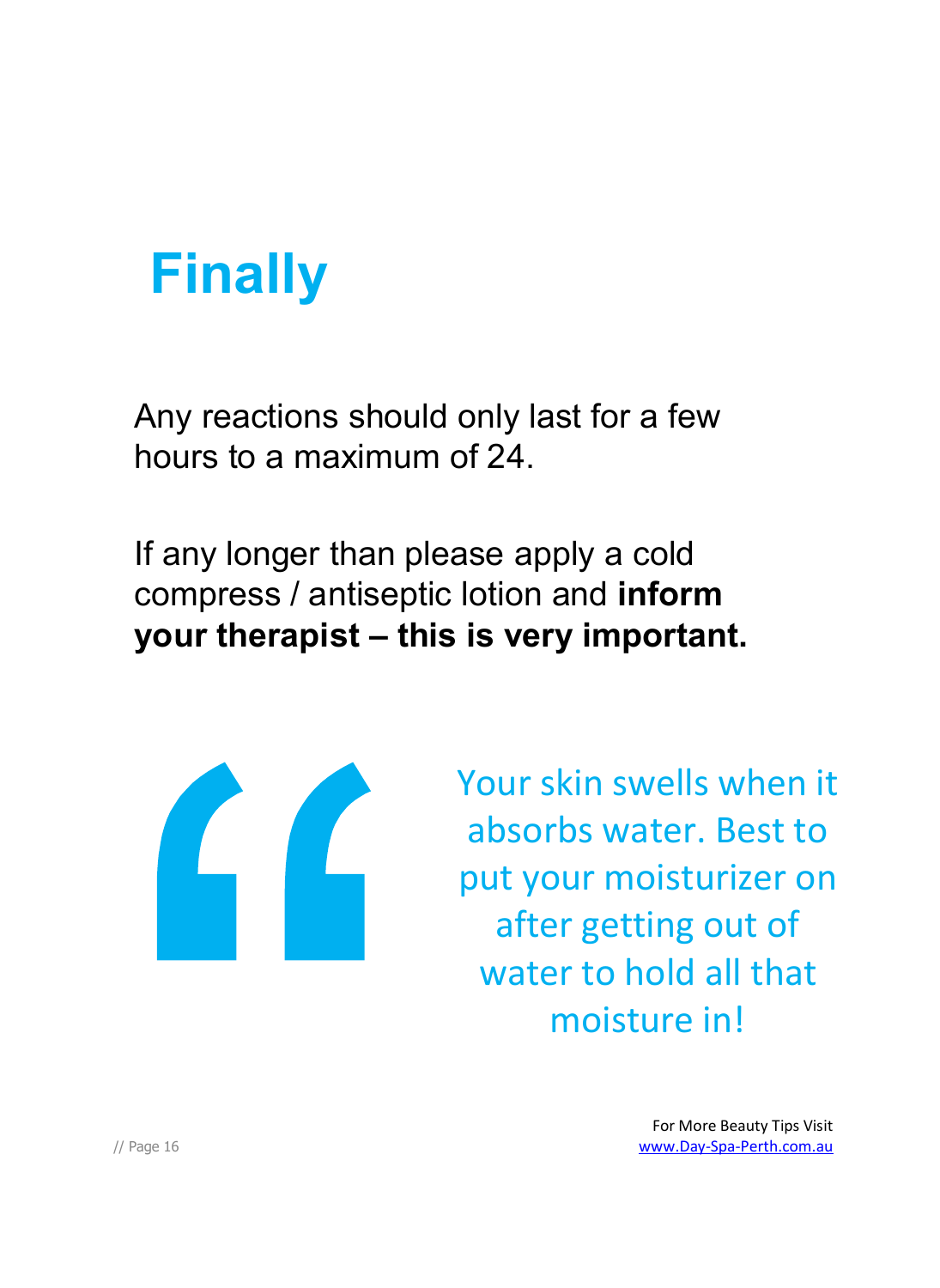# Finally

Any reactions should only last for a few hours to a maximum of 24.

If any longer than please apply a cold compress / antiseptic lotion and **inform your therapist – this is very important.**

> Your skin swells when it absorbs water. Best to put your moisturizer on after getting out of water to hold all that moisture in!

For More Beauty Tips Visit
www.Day-Spa-Perth.com.au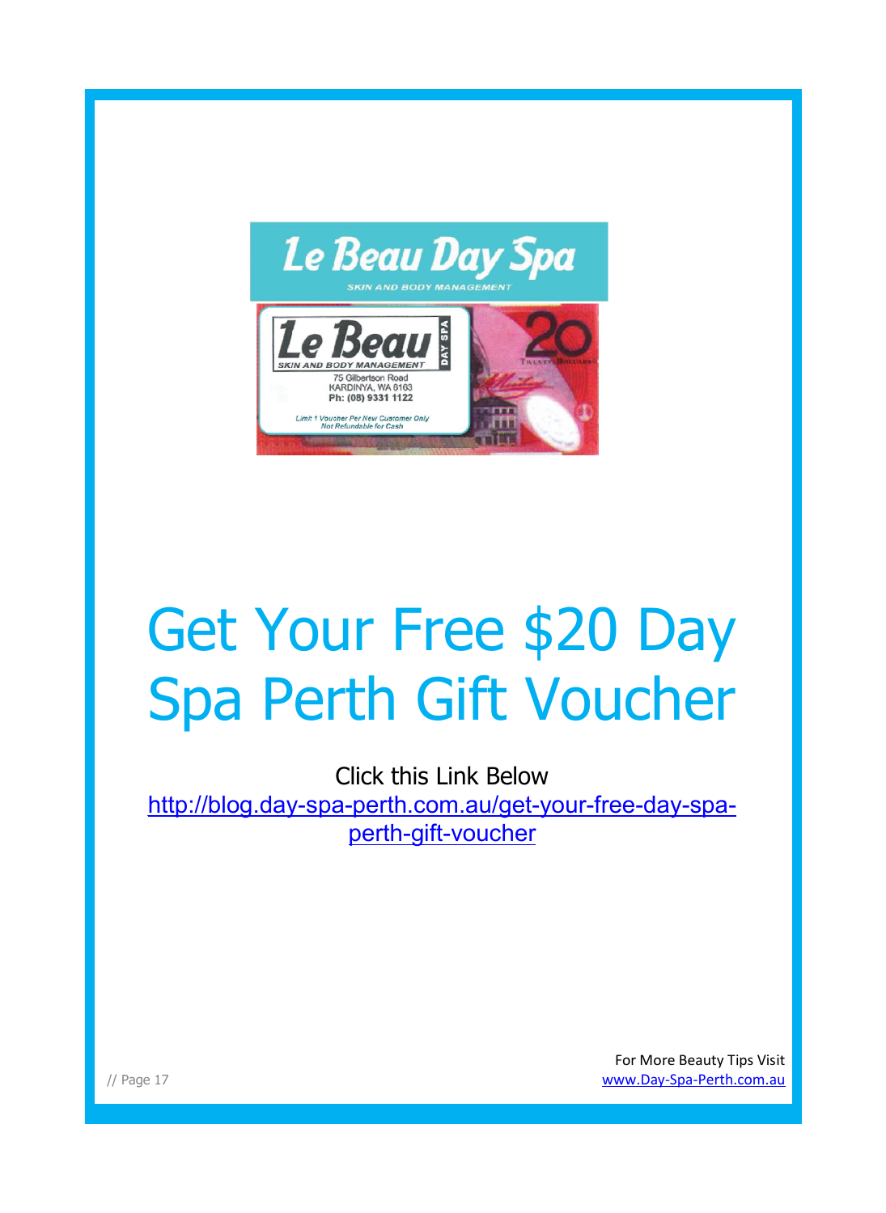# Get Your Free $20 Day Spa Perth Gift Voucher

Click this Link Below

http://blog.day-spa-perth.com.au/get-your-free-day-spa-perth-gift-voucher

For More Beauty Tips Visit
www.Day-Spa-Perth.com.au